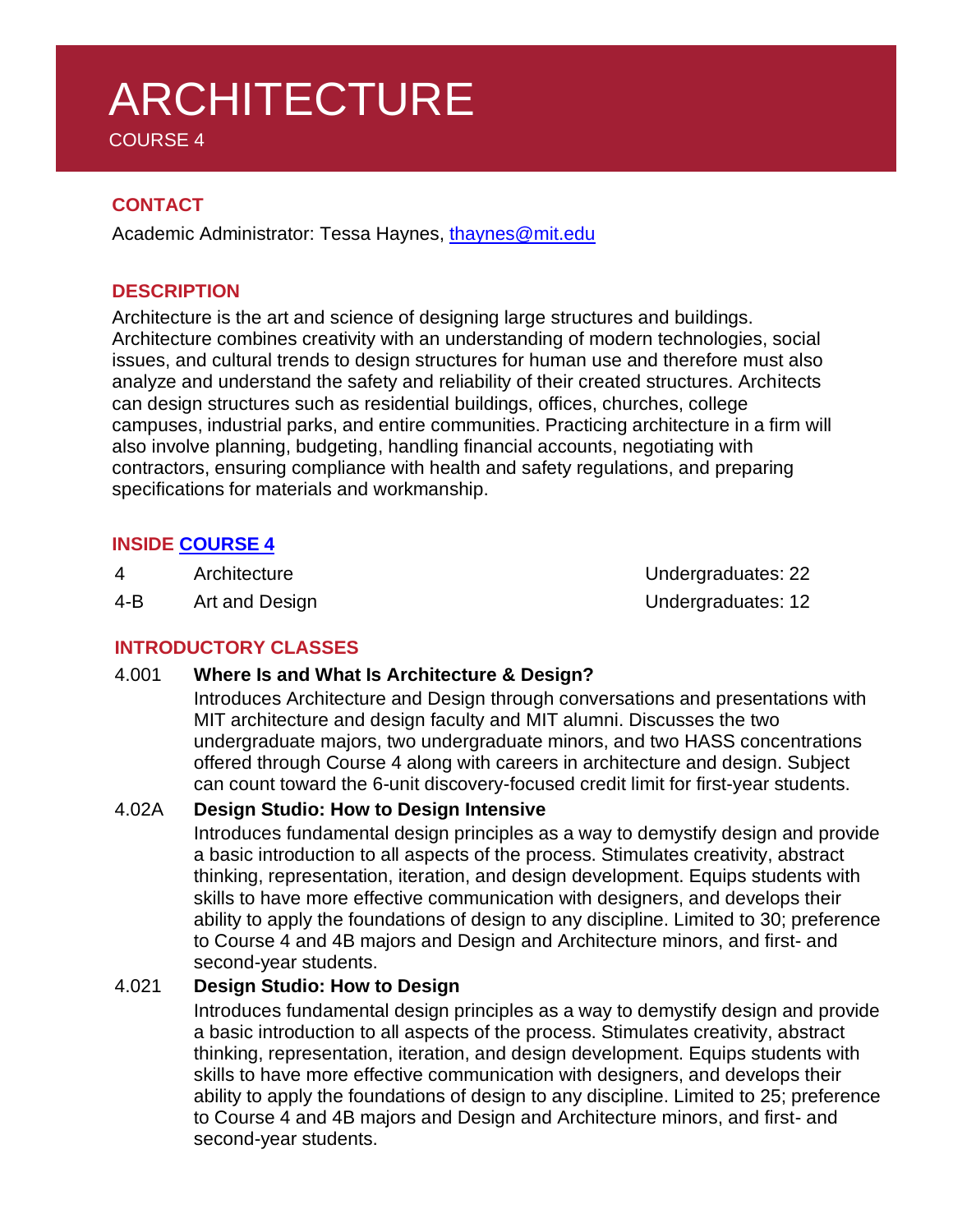# ARCHITECTURE

COURSE 4

## CONTACT

Academic Administrator: Tessa Haynes, thaynes@mit.edu

## DESCRIPTION

Architecture is the art and science of designing large structures and buildings. Architecture combines creativity with an understanding of modern technologies, social issues, and cultural trends to design structures for human use and therefore must also analyze and understand the safety and reliability of their created structures. Architects can design structures such as residential buildings, offices, churches, college campuses, industrial parks, and entire communities. Practicing architecture in a firm will also involve planning, budgeting, handling financial accounts, negotiating with contractors, ensuring compliance with health and safety regulations, and preparing specifications for materials and workmanship.

## INSIDE COURSE 4

| | | |
|---|---|---|
| 4 | Architecture | Undergraduates: 22 |
| 4-B | Art and Design | Undergraduates: 12 |

## INTRODUCTORY CLASSES

**4.001 Where Is and What Is Architecture & Design?**

Introduces Architecture and Design through conversations and presentations with MIT architecture and design faculty and MIT alumni. Discusses the two undergraduate majors, two undergraduate minors, and two HASS concentrations offered through Course 4 along with careers in architecture and design. Subject can count toward the 6-unit discovery-focused credit limit for first-year students.

**4.02A Design Studio: How to Design Intensive**

Introduces fundamental design principles as a way to demystify design and provide a basic introduction to all aspects of the process. Stimulates creativity, abstract thinking, representation, iteration, and design development. Equips students with skills to have more effective communication with designers, and develops their ability to apply the foundations of design to any discipline. Limited to 30; preference to Course 4 and 4B majors and Design and Architecture minors, and first- and second-year students.

**4.021 Design Studio: How to Design**

Introduces fundamental design principles as a way to demystify design and provide a basic introduction to all aspects of the process. Stimulates creativity, abstract thinking, representation, iteration, and design development. Equips students with skills to have more effective communication with designers, and develops their ability to apply the foundations of design to any discipline. Limited to 25; preference to Course 4 and 4B majors and Design and Architecture minors, and first- and second-year students.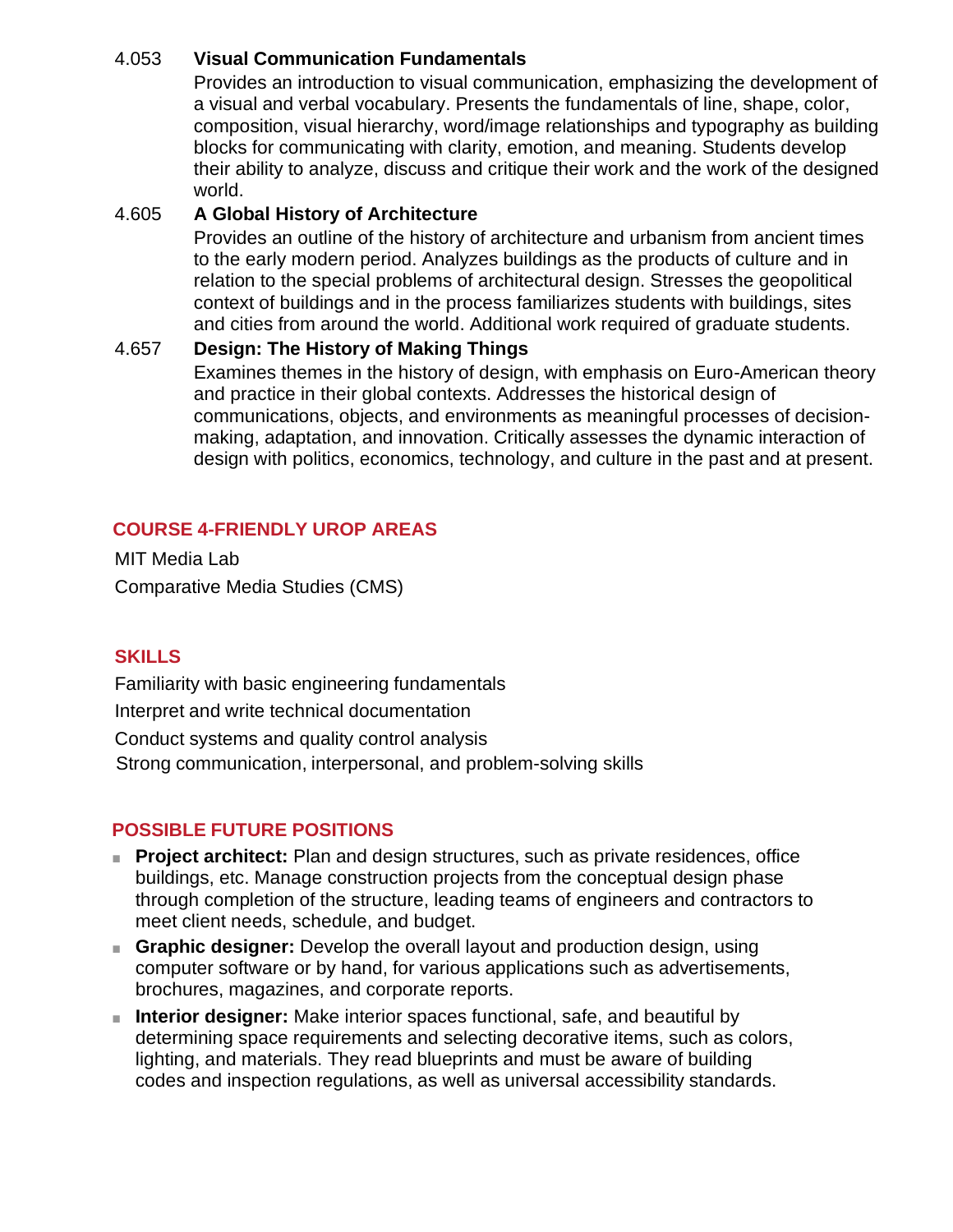**4.053 Visual Communication Fundamentals**

Provides an introduction to visual communication, emphasizing the development of a visual and verbal vocabulary. Presents the fundamentals of line, shape, color, composition, visual hierarchy, word/image relationships and typography as building blocks for communicating with clarity, emotion, and meaning. Students develop their ability to analyze, discuss and critique their work and the work of the designed world.

**4.605 A Global History of Architecture**

Provides an outline of the history of architecture and urbanism from ancient times to the early modern period. Analyzes buildings as the products of culture and in relation to the special problems of architectural design. Stresses the geopolitical context of buildings and in the process familiarizes students with buildings, sites and cities from around the world. Additional work required of graduate students.

**4.657 Design: The History of Making Things**

Examines themes in the history of design, with emphasis on Euro-American theory and practice in their global contexts. Addresses the historical design of communications, objects, and environments as meaningful processes of decision-making, adaptation, and innovation. Critically assesses the dynamic interaction of design with politics, economics, technology, and culture in the past and at present.

## COURSE 4-FRIENDLY UROP AREAS

MIT Media Lab

Comparative Media Studies (CMS)

## SKILLS

Familiarity with basic engineering fundamentals

Interpret and write technical documentation

Conduct systems and quality control analysis

Strong communication, interpersonal, and problem-solving skills

## POSSIBLE FUTURE POSITIONS

- **Project architect:** Plan and design structures, such as private residences, office buildings, etc. Manage construction projects from the conceptual design phase through completion of the structure, leading teams of engineers and contractors to meet client needs, schedule, and budget.
- **Graphic designer:** Develop the overall layout and production design, using computer software or by hand, for various applications such as advertisements, brochures, magazines, and corporate reports.
- **Interior designer:** Make interior spaces functional, safe, and beautiful by determining space requirements and selecting decorative items, such as colors, lighting, and materials. They read blueprints and must be aware of building codes and inspection regulations, as well as universal accessibility standards.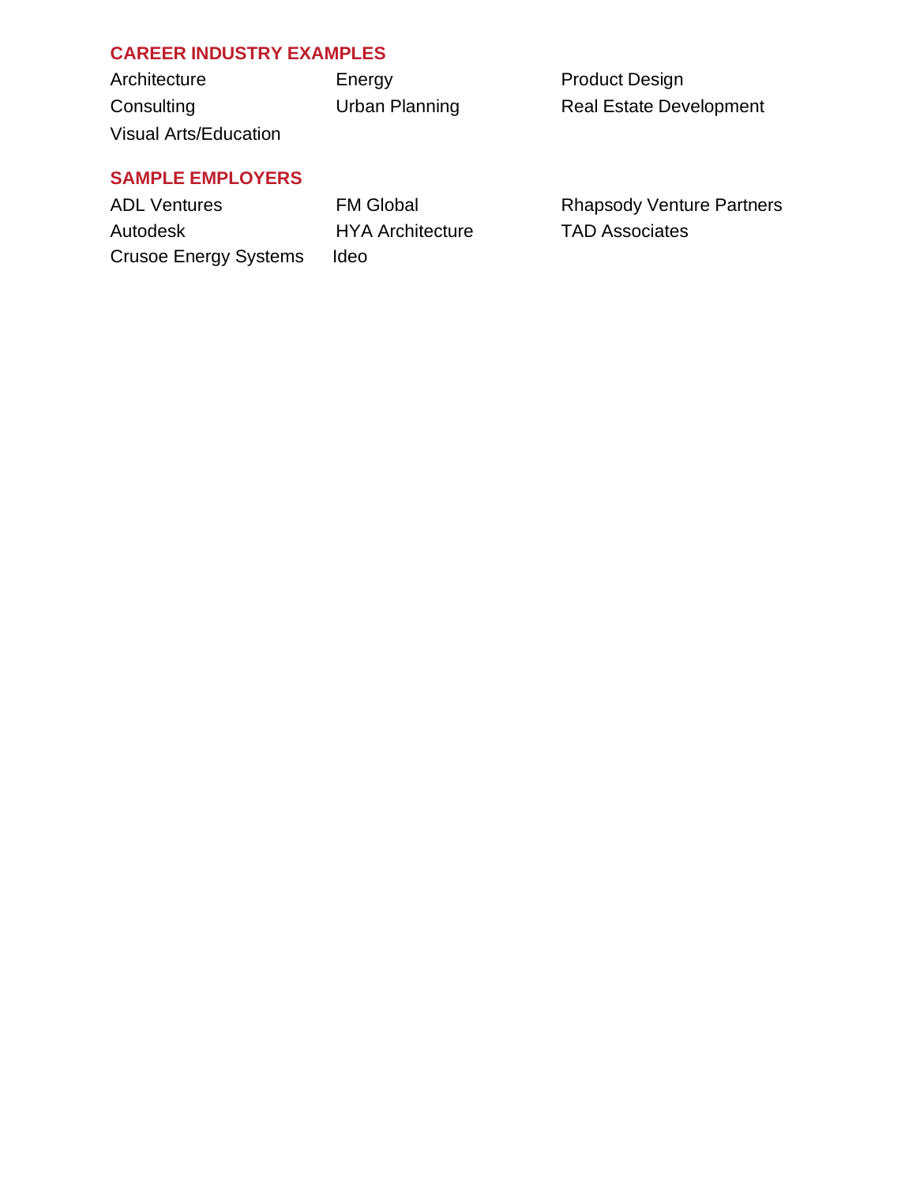## CAREER INDUSTRY EXAMPLES

Architecture
Consulting
Visual Arts/Education
Energy
Urban Planning
Product Design
Real Estate Development

## SAMPLE EMPLOYERS

ADL Ventures
Autodesk
Crusoe Energy Systems
FM Global
HYA Architecture
Ideo
Rhapsody Venture Partners
TAD Associates